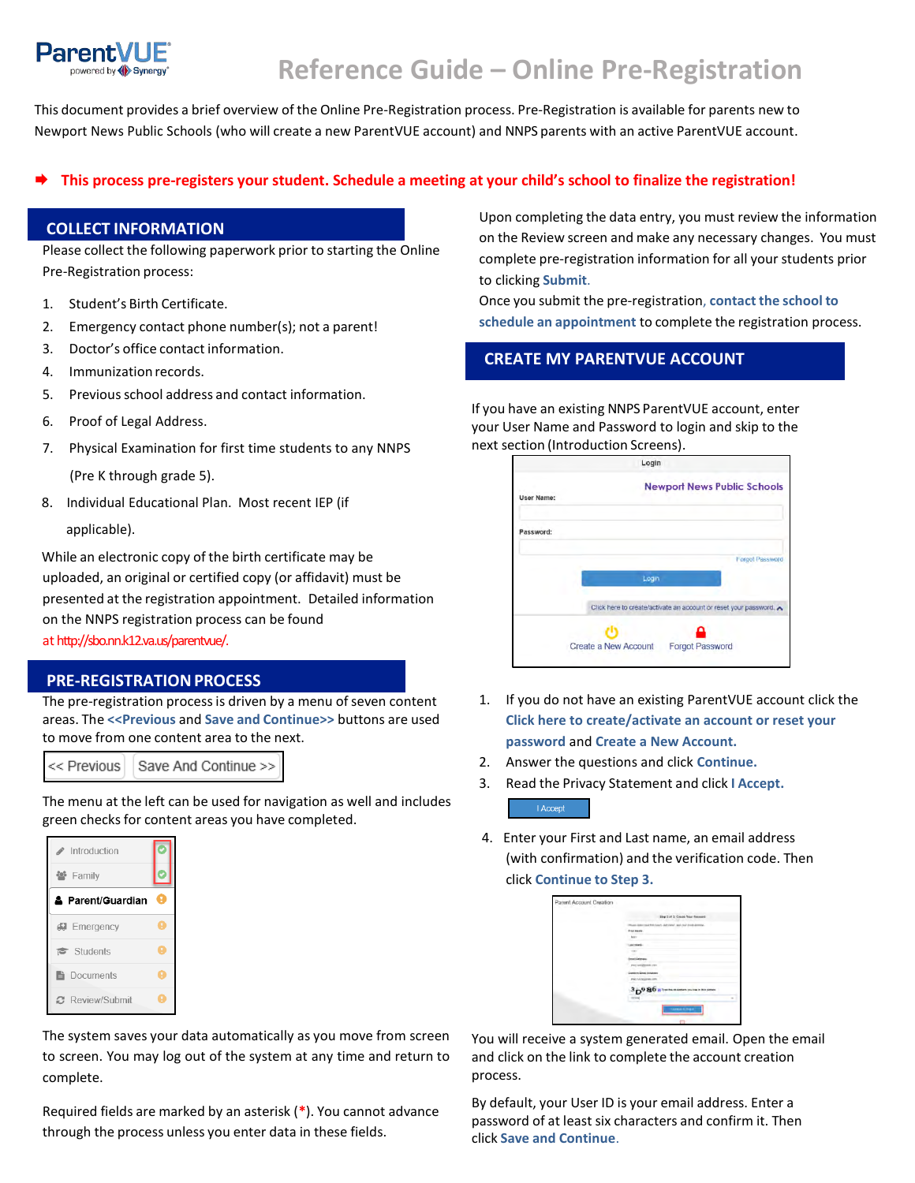ParentVUE powered by Synergy

# Reference Guide – Online Pre-Registration

This document provides a brief overview of the Online Pre-Registration process. Pre-Registration is available for parents new to Newport News Public Schools (who will create a new ParentVUE account) and NNPS parents with an active ParentVUE account.

➡ **This process pre-registers your student. Schedule a meeting at your child's school to finalize the registration!**

## COLLECT INFORMATION

Please collect the following paperwork prior to starting the Online Pre-Registration process:

1. Student's Birth Certificate.
2. Emergency contact phone number(s); not a parent!
3. Doctor's office contact information.
4. Immunization records.
5. Previous school address and contact information.
6. Proof of Legal Address.
7. Physical Examination for first time students to any NNPS (Pre K through grade 5).
8. Individual Educational Plan. Most recent IEP (if applicable).

While an electronic copy of the birth certificate may be uploaded, an original or certified copy (or affidavit) must be presented at the registration appointment. Detailed information on the NNPS registration process can be found at http://sbo.nn.k12.va.us/parentvue/.

## PRE-REGISTRATION PROCESS

The pre-registration process is driven by a menu of seven content areas. The **<<Previous** and **Save and Continue>>** buttons are used to move from one content area to the next.

<< Previous | Save And Continue >>

The menu at the left can be used for navigation as well and includes green checks for content areas you have completed.

- Introduction
- Family
- **Parent/Guardian**
- Emergency
- Students
- Documents
- Review/Submit

The system saves your data automatically as you move from screen to screen. You may log out of the system at any time and return to complete.

Required fields are marked by an asterisk (*). You cannot advance through the process unless you enter data in these fields.

Upon completing the data entry, you must review the information on the Review screen and make any necessary changes. You must complete pre-registration information for all your students prior to clicking **Submit**.

Once you submit the pre-registration, **contact the school to schedule an appointment** to complete the registration process.

## CREATE MY PARENTVUE ACCOUNT

If you have an existing NNPS ParentVUE account, enter your User Name and Password to login and skip to the next section (Introduction Screens).

Login

Newport News Public Schools

User Name:

Password:

Forgot Password

Login

Click here to create/activate an account or reset your password.

Create a New Account | Forgot Password

1. If you do not have an existing ParentVUE account click the **Click here to create/activate an account or reset your password** and **Create a New Account.**
2. Answer the questions and click **Continue.**
3. Read the Privacy Statement and click **I Accept.**

   I Accept

4. Enter your First and Last name, an email address (with confirmation) and the verification code. Then click **Continue to Step 3.**

You will receive a system generated email. Open the email and click on the link to complete the account creation process.

By default, your User ID is your email address. Enter a password of at least six characters and confirm it. Then click **Save and Continue**.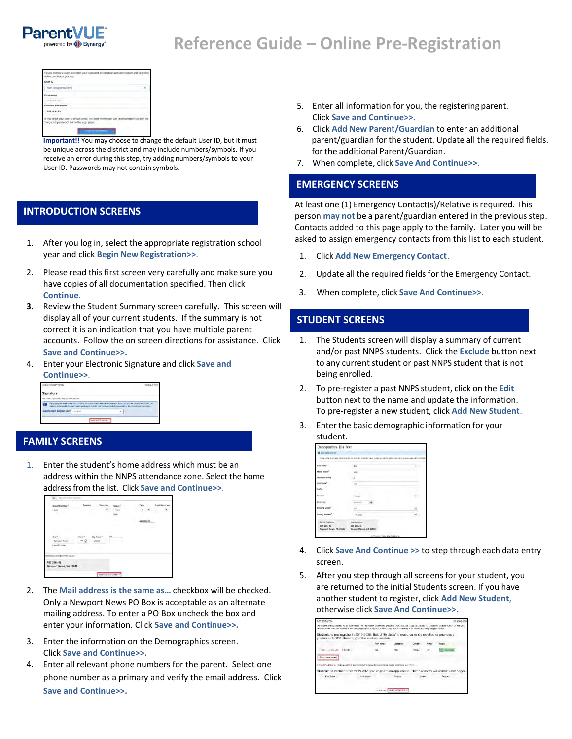# Reference Guide – Online Pre-Registration

**Important!!** You may choose to change the default User ID, but it must be unique across the district and may include numbers/symbols. If you receive an error during this step, try adding numbers/symbols to your User ID. Passwords may not contain symbols.

## INTRODUCTION SCREENS

1. After you log in, select the appropriate registration school year and click **Begin New Registration>>**.
2. Please read this first screen very carefully and make sure you have copies of all documentation specified. Then click **Continue**.
3. Review the Student Summary screen carefully. This screen will display all of your current students. If the summary is not correct it is an indication that you have multiple parent accounts. Follow the on screen directions for assistance. Click **Save and Continue>>.**
4. Enter your Electronic Signature and click **Save and Continue>>.**

## FAMILY SCREENS

1. Enter the student's home address which must be an address within the NNPS attendance zone. Select the home address from the list. Click **Save and Continue>>.**
2. The **Mail address is the same as…** checkbox will be checked. Only a Newport News PO Box is acceptable as an alternate mailing address. To enter a PO Box uncheck the box and enter your information. Click **Save and Continue>>.**
3. Enter the information on the Demographics screen. Click **Save and Continue>>.**
4. Enter all relevant phone numbers for the parent. Select one phone number as a primary and verify the email address. Click **Save and Continue>>.**
5. Enter all information for you, the registering parent. Click **Save and Continue>>.**
6. Click **Add New Parent/Guardian** to enter an additional parent/guardian for the student. Update all the required fields. for the additional Parent/Guardian.
7. When complete, click **Save And Continue>>.**

## EMERGENCY SCREENS

At least one (1) Emergency Contact(s)/Relative is required. This person **may not** be a parent/guardian entered in the previous step. Contacts added to this page apply to the family. Later you will be asked to assign emergency contacts from this list to each student.

1. Click **Add New Emergency Contact**.
2. Update all the required fields for the Emergency Contact.
3. When complete, click **Save And Continue>>.**

## STUDENT SCREENS

1. The Students screen will display a summary of current and/or past NNPS students. Click the **Exclude** button next to any current student or past NNPS student that is not being enrolled.
2. To pre-register a past NNPS student, click on the **Edit** button next to the name and update the information. To pre-register a new student, click **Add New Student**.
3. Enter the basic demographic information for your student.
4. Click **Save And Continue >>** to step through each data entry screen.
5. After you step through all screens for your student, you are returned to the initial Students screen. If you have another student to register, click **Add New Student**, otherwise click **Save And Continue>>.**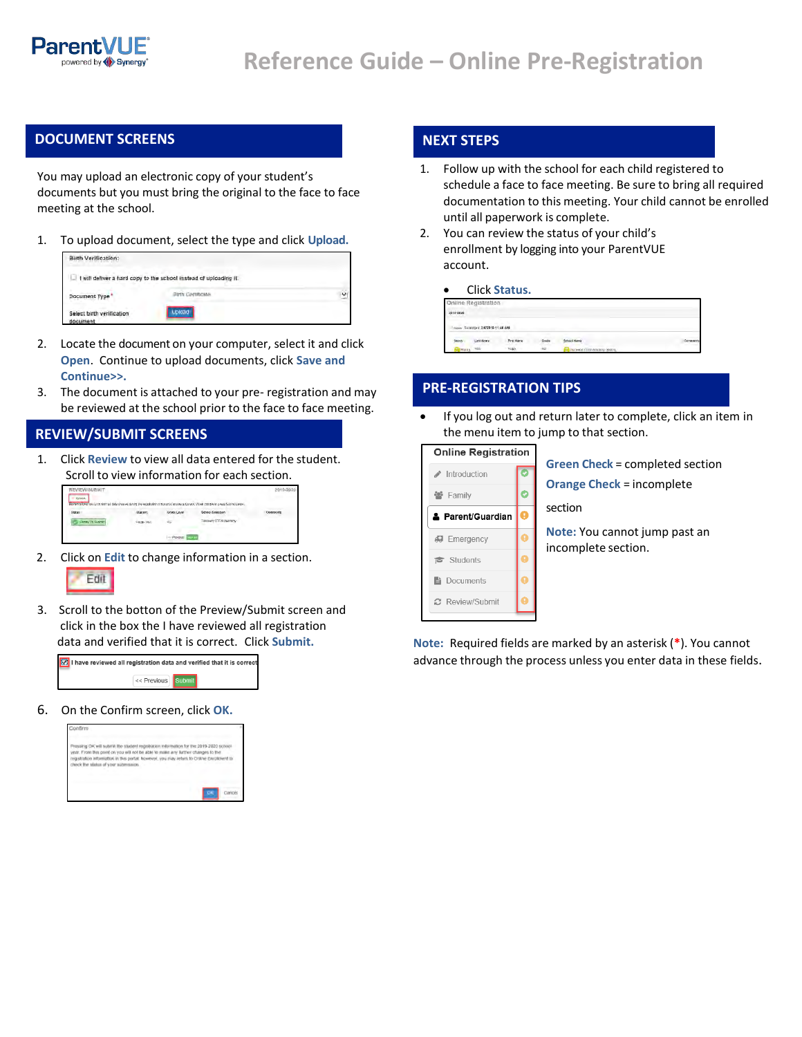# Reference Guide – Online Pre-Registration

## DOCUMENT SCREENS

You may upload an electronic copy of your student's documents but you must bring the original to the face to face meeting at the school.

1. To upload document, select the type and click **Upload.**
2. Locate the document on your computer, select it and click **Open**. Continue to upload documents, click **Save and Continue>>.**
3. The document is attached to your pre- registration and may be reviewed at the school prior to the face to face meeting.

## REVIEW/SUBMIT SCREENS

1. Click **Review** to view all data entered for the student. Scroll to view information for each section.
2. Click on **Edit** to change information in a section.
3. Scroll to the botton of the Preview/Submit screen and click in the box the I have reviewed all registration data and verified that it is correct. Click **Submit.**

6. On the Confirm screen, click **OK.**

## NEXT STEPS

1. Follow up with the school for each child registered to schedule a face to face meeting. Be sure to bring all required documentation to this meeting. Your child cannot be enrolled until all paperwork is complete.
2. You can review the status of your child's enrollment by logging into your ParentVUE account.
   - Click **Status.**

## PRE-REGISTRATION TIPS

- If you log out and return later to complete, click an item in the menu item to jump to that section.

**Green Check** = completed section

**Orange Check** = incomplete section

**Note:** You cannot jump past an incomplete section.

**Note:** Required fields are marked by an asterisk (*). You cannot advance through the process unless you enter data in these fields.